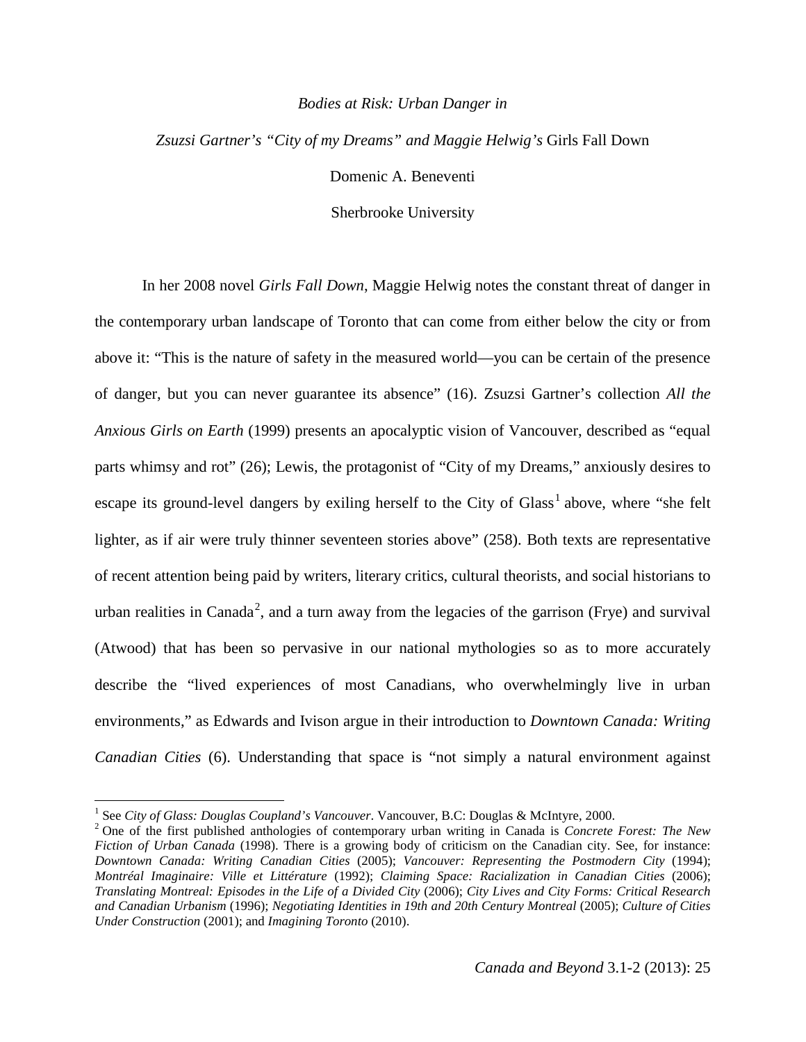*Bodies at Risk: Urban Danger in*

*Zsuzsi Gartner's "City of my Dreams" and Maggie Helwig's* Girls Fall Down

Domenic A. Beneventi

Sherbrooke University

In her 2008 novel *Girls Fall Down*, Maggie Helwig notes the constant threat of danger in the contemporary urban landscape of Toronto that can come from either below the city or from above it: "This is the nature of safety in the measured world—you can be certain of the presence of danger, but you can never guarantee its absence" (16). Zsuzsi Gartner's collection *All the Anxious Girls on Earth* (1999) presents an apocalyptic vision of Vancouver, described as "equal parts whimsy and rot" (26); Lewis, the protagonist of "City of my Dreams," anxiously desires to escape its ground-level dangers by exiling herself to the City of Glass[1] above, where "she felt lighter, as if air were truly thinner seventeen stories above" (258). Both texts are representative of recent attention being paid by writers, literary critics, cultural theorists, and social historians to urban realities in Canada[2], and a turn away from the legacies of the garrison (Frye) and survival (Atwood) that has been so pervasive in our national mythologies so as to more accurately describe the "lived experiences of most Canadians, who overwhelmingly live in urban environments," as Edwards and Ivison argue in their introduction to *Downtown Canada: Writing Canadian Cities* (6). Understanding that space is "not simply a natural environment against

---

[1] See *City of Glass: Douglas Coupland's Vancouver*. Vancouver, B.C: Douglas & McIntyre, 2000.

[2] One of the first published anthologies of contemporary urban writing in Canada is *Concrete Forest: The New Fiction of Urban Canada* (1998). There is a growing body of criticism on the Canadian city. See, for instance: *Downtown Canada: Writing Canadian Cities* (2005); *Vancouver: Representing the Postmodern City* (1994); *Montréal Imaginaire: Ville et Littérature* (1992); *Claiming Space: Racialization in Canadian Cities* (2006); *Translating Montreal: Episodes in the Life of a Divided City* (2006); *City Lives and City Forms: Critical Research and Canadian Urbanism* (1996); *Negotiating Identities in 19th and 20th Century Montreal* (2005); *Culture of Cities Under Construction* (2001); and *Imagining Toronto* (2010).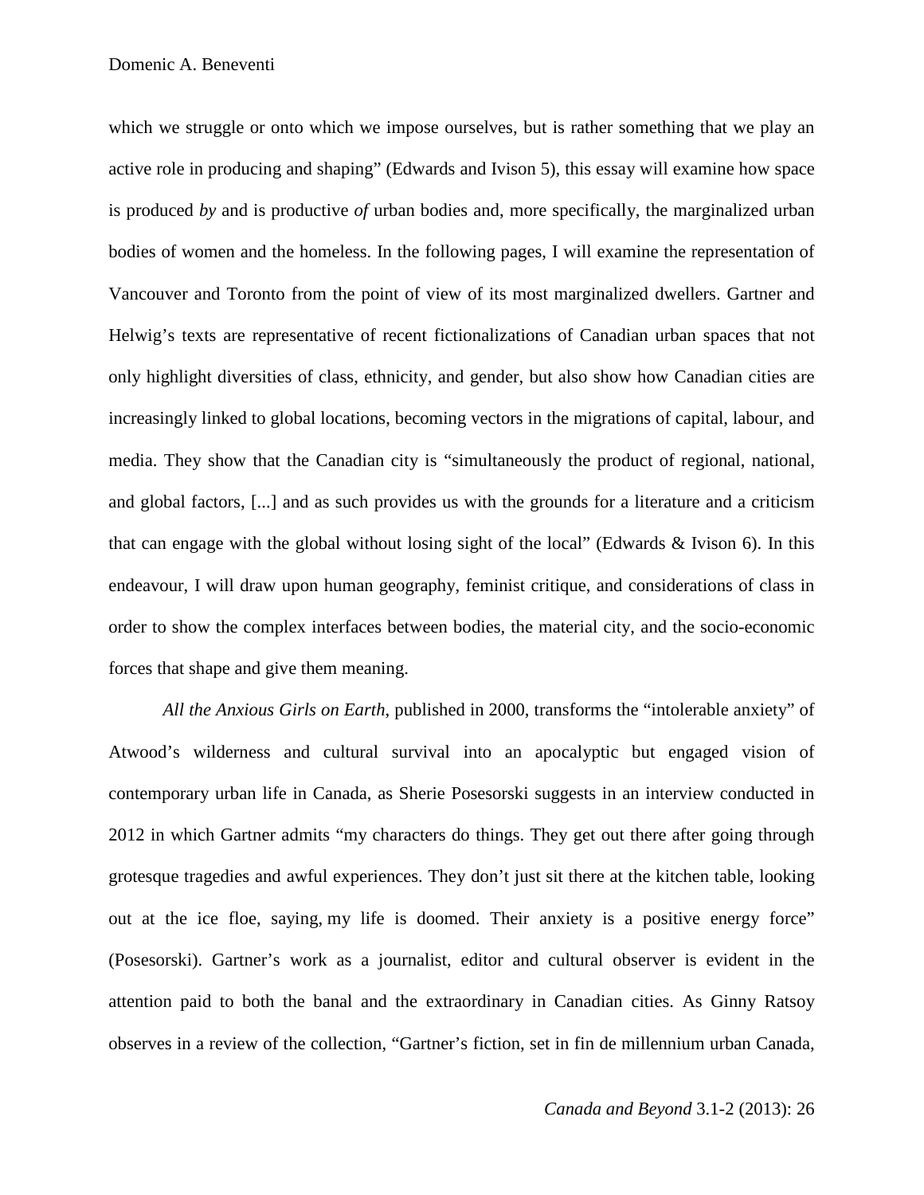which we struggle or onto which we impose ourselves, but is rather something that we play an active role in producing and shaping" (Edwards and Ivison 5), this essay will examine how space is produced *by* and is productive *of* urban bodies and, more specifically, the marginalized urban bodies of women and the homeless. In the following pages, I will examine the representation of Vancouver and Toronto from the point of view of its most marginalized dwellers. Gartner and Helwig's texts are representative of recent fictionalizations of Canadian urban spaces that not only highlight diversities of class, ethnicity, and gender, but also show how Canadian cities are increasingly linked to global locations, becoming vectors in the migrations of capital, labour, and media. They show that the Canadian city is "simultaneously the product of regional, national, and global factors, [...] and as such provides us with the grounds for a literature and a criticism that can engage with the global without losing sight of the local" (Edwards & Ivison 6). In this endeavour, I will draw upon human geography, feminist critique, and considerations of class in order to show the complex interfaces between bodies, the material city, and the socio-economic forces that shape and give them meaning.

*All the Anxious Girls on Earth*, published in 2000, transforms the "intolerable anxiety" of Atwood's wilderness and cultural survival into an apocalyptic but engaged vision of contemporary urban life in Canada, as Sherie Posesorski suggests in an interview conducted in 2012 in which Gartner admits "my characters do things. They get out there after going through grotesque tragedies and awful experiences. They don't just sit there at the kitchen table, looking out at the ice floe, saying, my life is doomed. Their anxiety is a positive energy force" (Posesorski). Gartner's work as a journalist, editor and cultural observer is evident in the attention paid to both the banal and the extraordinary in Canadian cities. As Ginny Ratsoy observes in a review of the collection, "Gartner's fiction, set in fin de millennium urban Canada,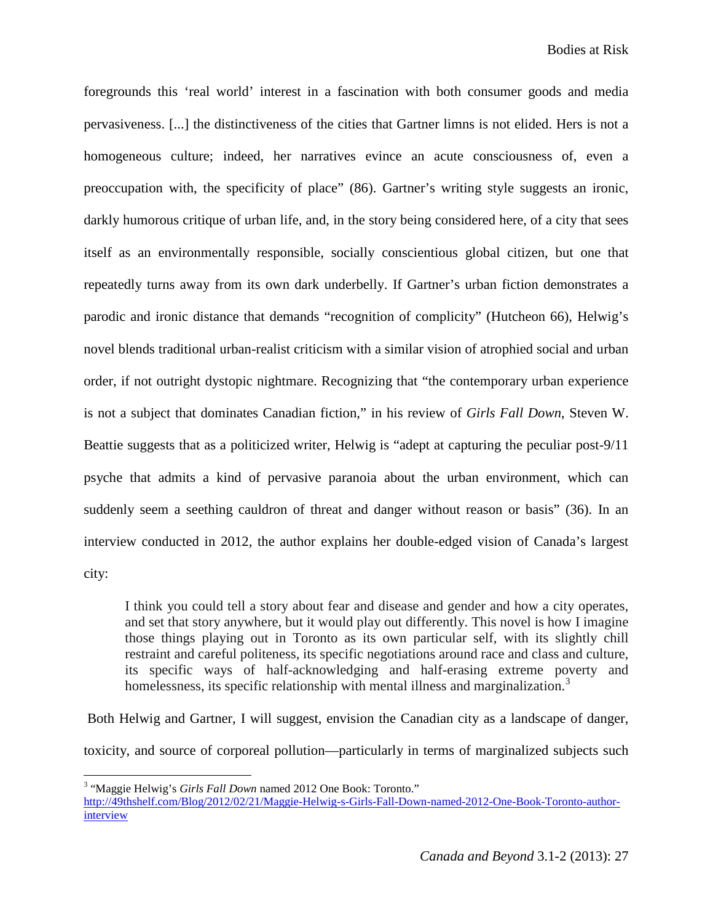foregrounds this 'real world' interest in a fascination with both consumer goods and media pervasiveness. [...] the distinctiveness of the cities that Gartner limns is not elided. Hers is not a homogeneous culture; indeed, her narratives evince an acute consciousness of, even a preoccupation with, the specificity of place" (86). Gartner's writing style suggests an ironic, darkly humorous critique of urban life, and, in the story being considered here, of a city that sees itself as an environmentally responsible, socially conscientious global citizen, but one that repeatedly turns away from its own dark underbelly. If Gartner's urban fiction demonstrates a parodic and ironic distance that demands "recognition of complicity" (Hutcheon 66), Helwig's novel blends traditional urban-realist criticism with a similar vision of atrophied social and urban order, if not outright dystopic nightmare. Recognizing that "the contemporary urban experience is not a subject that dominates Canadian fiction," in his review of *Girls Fall Down*, Steven W. Beattie suggests that as a politicized writer, Helwig is "adept at capturing the peculiar post-9/11 psyche that admits a kind of pervasive paranoia about the urban environment, which can suddenly seem a seething cauldron of threat and danger without reason or basis" (36). In an interview conducted in 2012, the author explains her double-edged vision of Canada's largest city:

> I think you could tell a story about fear and disease and gender and how a city operates, and set that story anywhere, but it would play out differently. This novel is how I imagine those things playing out in Toronto as its own particular self, with its slightly chill restraint and careful politeness, its specific negotiations around race and class and culture, its specific ways of half-acknowledging and half-erasing extreme poverty and homelessness, its specific relationship with mental illness and marginalization.[3]

Both Helwig and Gartner, I will suggest, envision the Canadian city as a landscape of danger, toxicity, and source of corporeal pollution—particularly in terms of marginalized subjects such

---

[3] "Maggie Helwig's *Girls Fall Down* named 2012 One Book: Toronto." http://49thshelf.com/Blog/2012/02/21/Maggie-Helwig-s-Girls-Fall-Down-named-2012-One-Book-Toronto-author-interview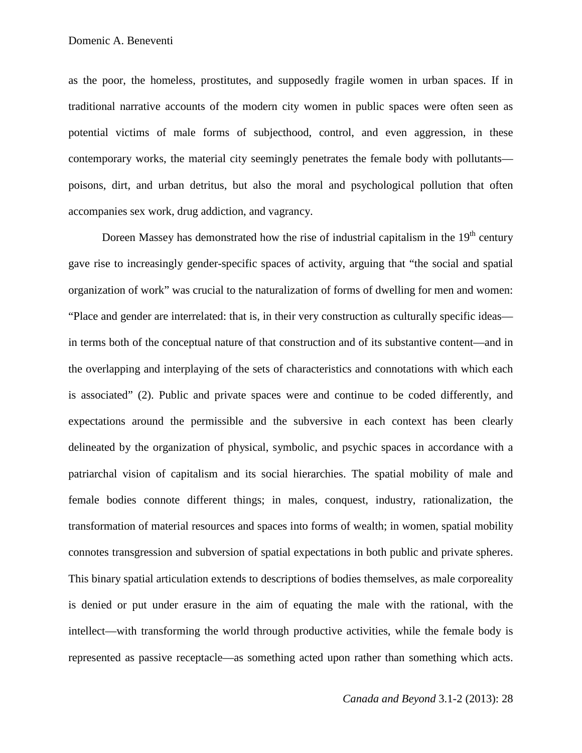as the poor, the homeless, prostitutes, and supposedly fragile women in urban spaces. If in traditional narrative accounts of the modern city women in public spaces were often seen as potential victims of male forms of subjecthood, control, and even aggression, in these contemporary works, the material city seemingly penetrates the female body with pollutants—poisons, dirt, and urban detritus, but also the moral and psychological pollution that often accompanies sex work, drug addiction, and vagrancy.

Doreen Massey has demonstrated how the rise of industrial capitalism in the 19th century gave rise to increasingly gender-specific spaces of activity, arguing that "the social and spatial organization of work" was crucial to the naturalization of forms of dwelling for men and women: "Place and gender are interrelated: that is, in their very construction as culturally specific ideas—in terms both of the conceptual nature of that construction and of its substantive content—and in the overlapping and interplaying of the sets of characteristics and connotations with which each is associated" (2). Public and private spaces were and continue to be coded differently, and expectations around the permissible and the subversive in each context has been clearly delineated by the organization of physical, symbolic, and psychic spaces in accordance with a patriarchal vision of capitalism and its social hierarchies. The spatial mobility of male and female bodies connote different things; in males, conquest, industry, rationalization, the transformation of material resources and spaces into forms of wealth; in women, spatial mobility connotes transgression and subversion of spatial expectations in both public and private spheres. This binary spatial articulation extends to descriptions of bodies themselves, as male corporeality is denied or put under erasure in the aim of equating the male with the rational, with the intellect—with transforming the world through productive activities, while the female body is represented as passive receptacle—as something acted upon rather than something which acts.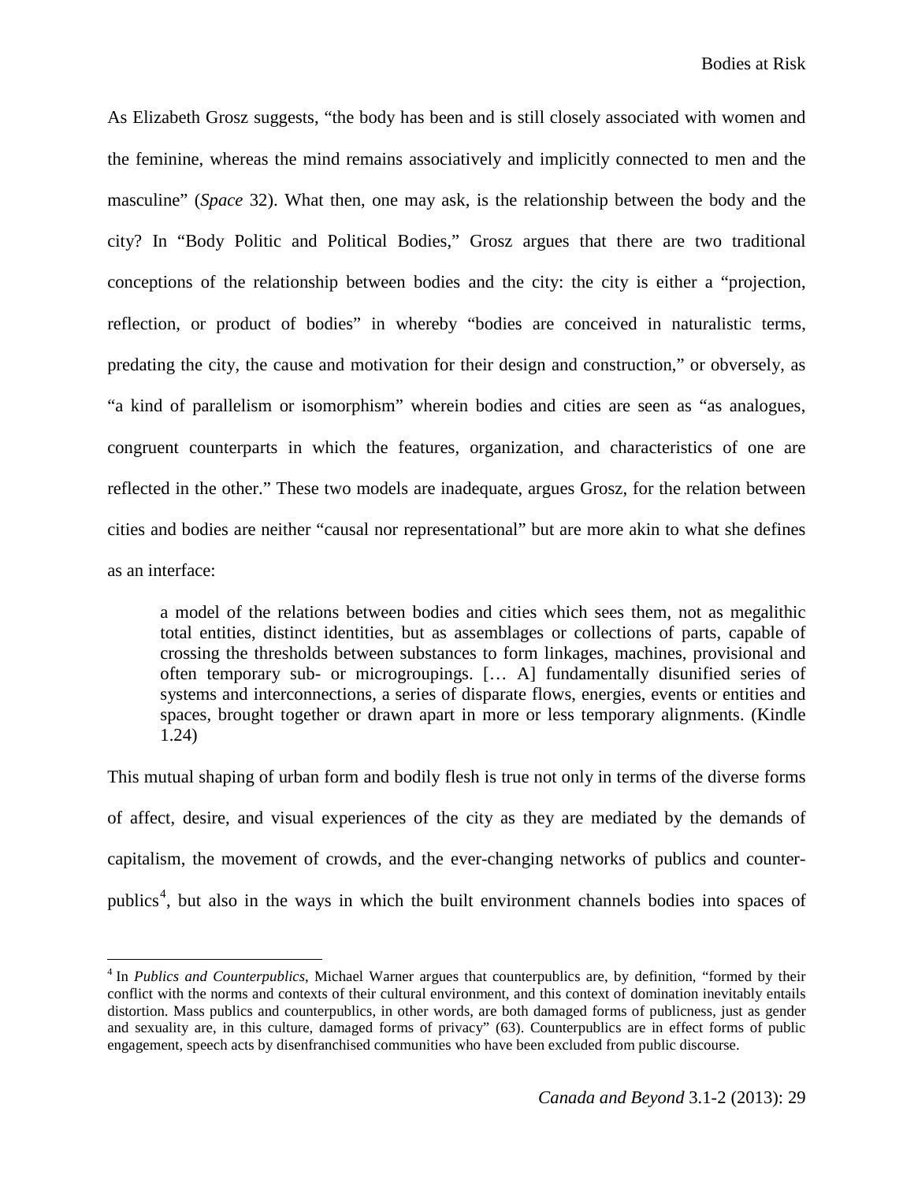As Elizabeth Grosz suggests, "the body has been and is still closely associated with women and the feminine, whereas the mind remains associatively and implicitly connected to men and the masculine" (*Space* 32). What then, one may ask, is the relationship between the body and the city? In "Body Politic and Political Bodies," Grosz argues that there are two traditional conceptions of the relationship between bodies and the city: the city is either a "projection, reflection, or product of bodies" in whereby "bodies are conceived in naturalistic terms, predating the city, the cause and motivation for their design and construction," or obversely, as "a kind of parallelism or isomorphism" wherein bodies and cities are seen as "as analogues, congruent counterparts in which the features, organization, and characteristics of one are reflected in the other." These two models are inadequate, argues Grosz, for the relation between cities and bodies are neither "causal nor representational" but are more akin to what she defines as an interface:

> a model of the relations between bodies and cities which sees them, not as megalithic total entities, distinct identities, but as assemblages or collections of parts, capable of crossing the thresholds between substances to form linkages, machines, provisional and often temporary sub- or microgroupings. [… A] fundamentally disunified series of systems and interconnections, a series of disparate flows, energies, events or entities and spaces, brought together or drawn apart in more or less temporary alignments. (Kindle 1.24)

This mutual shaping of urban form and bodily flesh is true not only in terms of the diverse forms of affect, desire, and visual experiences of the city as they are mediated by the demands of capitalism, the movement of crowds, and the ever-changing networks of publics and counter-publics[4], but also in the ways in which the built environment channels bodies into spaces of

[4] In *Publics and Counterpublics*, Michael Warner argues that counterpublics are, by definition, "formed by their conflict with the norms and contexts of their cultural environment, and this context of domination inevitably entails distortion. Mass publics and counterpublics, in other words, are both damaged forms of publicness, just as gender and sexuality are, in this culture, damaged forms of privacy" (63). Counterpublics are in effect forms of public engagement, speech acts by disenfranchised communities who have been excluded from public discourse.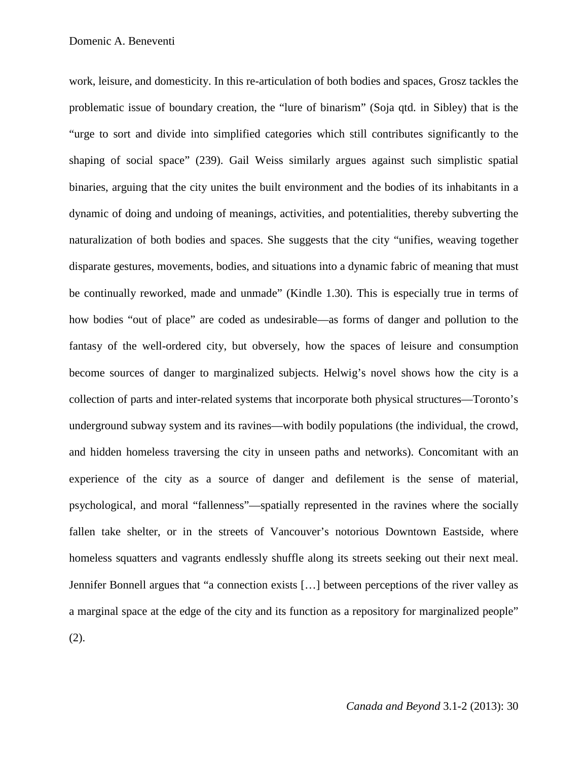work, leisure, and domesticity. In this re-articulation of both bodies and spaces, Grosz tackles the problematic issue of boundary creation, the "lure of binarism" (Soja qtd. in Sibley) that is the "urge to sort and divide into simplified categories which still contributes significantly to the shaping of social space" (239). Gail Weiss similarly argues against such simplistic spatial binaries, arguing that the city unites the built environment and the bodies of its inhabitants in a dynamic of doing and undoing of meanings, activities, and potentialities, thereby subverting the naturalization of both bodies and spaces. She suggests that the city "unifies, weaving together disparate gestures, movements, bodies, and situations into a dynamic fabric of meaning that must be continually reworked, made and unmade" (Kindle 1.30). This is especially true in terms of how bodies "out of place" are coded as undesirable—as forms of danger and pollution to the fantasy of the well-ordered city, but obversely, how the spaces of leisure and consumption become sources of danger to marginalized subjects. Helwig's novel shows how the city is a collection of parts and inter-related systems that incorporate both physical structures—Toronto's underground subway system and its ravines—with bodily populations (the individual, the crowd, and hidden homeless traversing the city in unseen paths and networks). Concomitant with an experience of the city as a source of danger and defilement is the sense of material, psychological, and moral "fallenness"—spatially represented in the ravines where the socially fallen take shelter, or in the streets of Vancouver's notorious Downtown Eastside, where homeless squatters and vagrants endlessly shuffle along its streets seeking out their next meal. Jennifer Bonnell argues that "a connection exists […] between perceptions of the river valley as a marginal space at the edge of the city and its function as a repository for marginalized people" (2).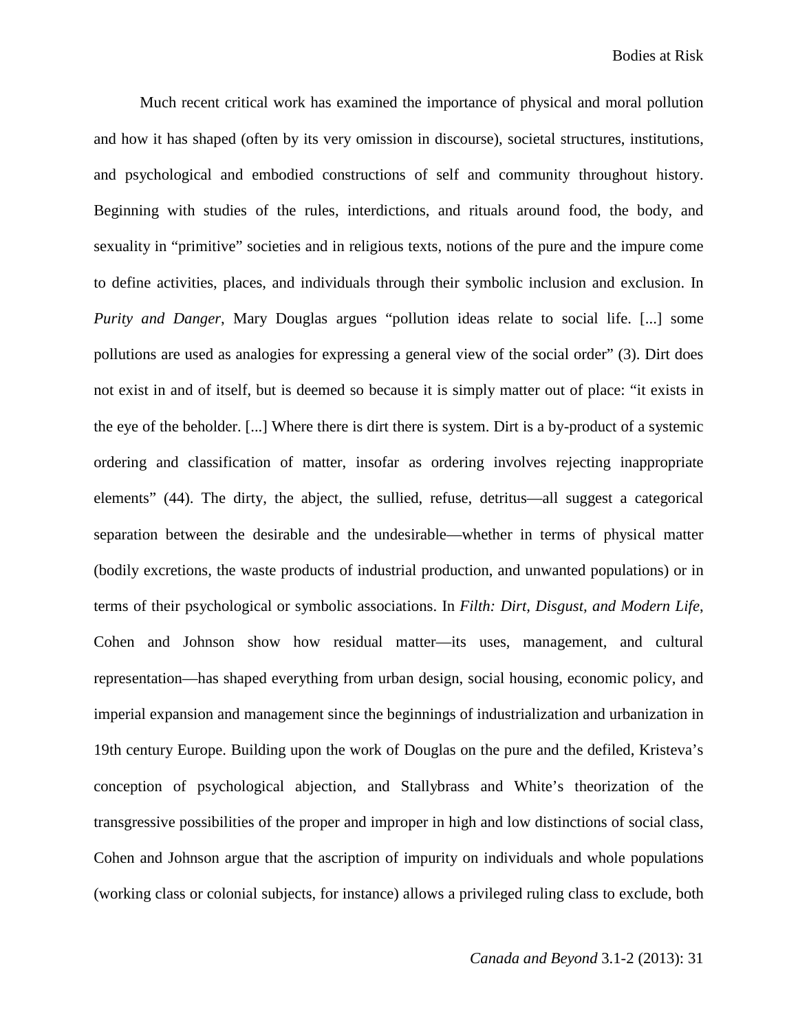Much recent critical work has examined the importance of physical and moral pollution and how it has shaped (often by its very omission in discourse), societal structures, institutions, and psychological and embodied constructions of self and community throughout history. Beginning with studies of the rules, interdictions, and rituals around food, the body, and sexuality in "primitive" societies and in religious texts, notions of the pure and the impure come to define activities, places, and individuals through their symbolic inclusion and exclusion. In *Purity and Danger*, Mary Douglas argues "pollution ideas relate to social life. [...] some pollutions are used as analogies for expressing a general view of the social order" (3). Dirt does not exist in and of itself, but is deemed so because it is simply matter out of place: "it exists in the eye of the beholder. [...] Where there is dirt there is system. Dirt is a by-product of a systemic ordering and classification of matter, insofar as ordering involves rejecting inappropriate elements" (44). The dirty, the abject, the sullied, refuse, detritus—all suggest a categorical separation between the desirable and the undesirable—whether in terms of physical matter (bodily excretions, the waste products of industrial production, and unwanted populations) or in terms of their psychological or symbolic associations. In *Filth: Dirt, Disgust, and Modern Life*, Cohen and Johnson show how residual matter—its uses, management, and cultural representation—has shaped everything from urban design, social housing, economic policy, and imperial expansion and management since the beginnings of industrialization and urbanization in 19th century Europe. Building upon the work of Douglas on the pure and the defiled, Kristeva's conception of psychological abjection, and Stallybrass and White's theorization of the transgressive possibilities of the proper and improper in high and low distinctions of social class, Cohen and Johnson argue that the ascription of impurity on individuals and whole populations (working class or colonial subjects, for instance) allows a privileged ruling class to exclude, both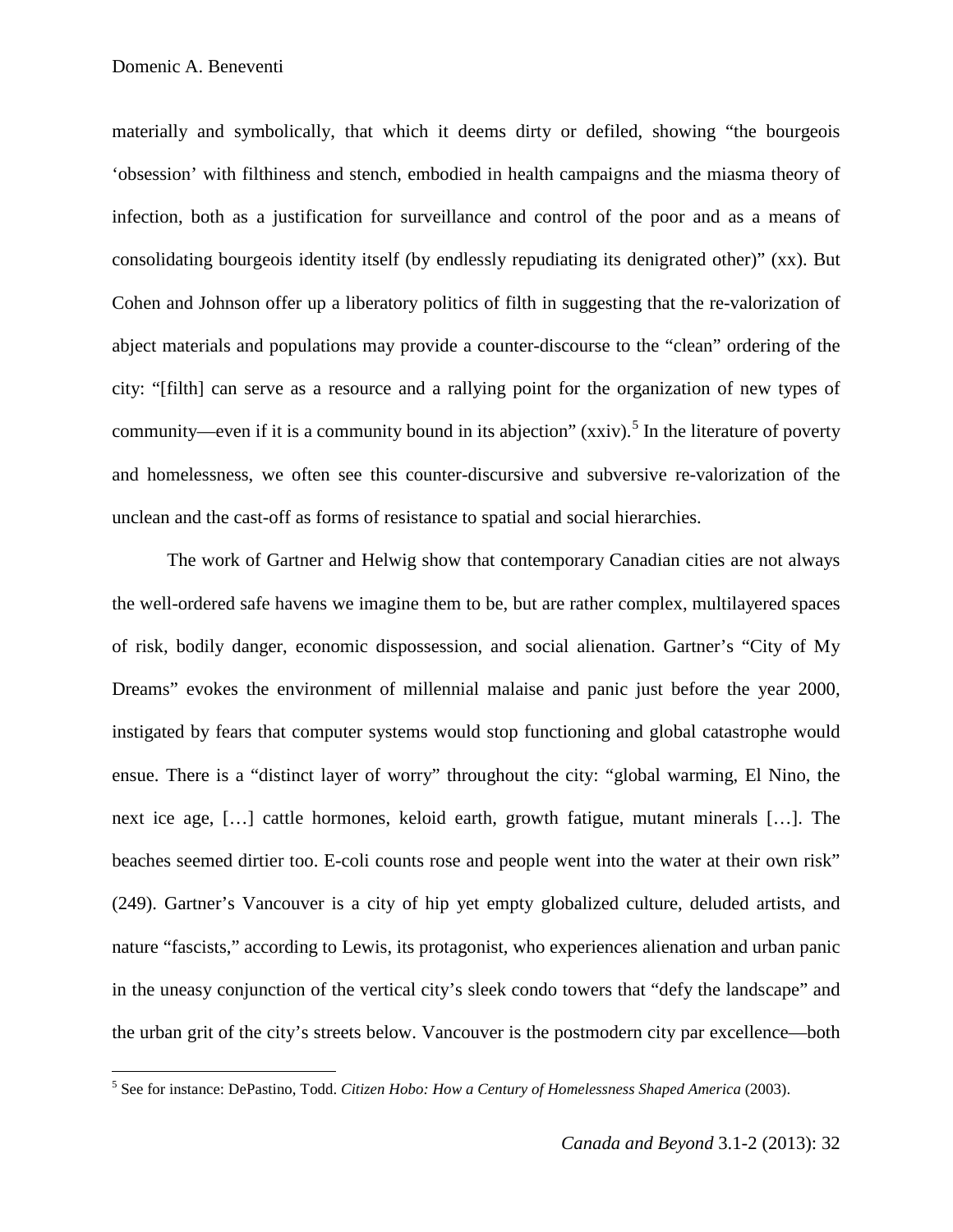materially and symbolically, that which it deems dirty or defiled, showing "the bourgeois 'obsession' with filthiness and stench, embodied in health campaigns and the miasma theory of infection, both as a justification for surveillance and control of the poor and as a means of consolidating bourgeois identity itself (by endlessly repudiating its denigrated other)" (xx). But Cohen and Johnson offer up a liberatory politics of filth in suggesting that the re-valorization of abject materials and populations may provide a counter-discourse to the "clean" ordering of the city: "[filth] can serve as a resource and a rallying point for the organization of new types of community—even if it is a community bound in its abjection" (xxiv).[5] In the literature of poverty and homelessness, we often see this counter-discursive and subversive re-valorization of the unclean and the cast-off as forms of resistance to spatial and social hierarchies.

The work of Gartner and Helwig show that contemporary Canadian cities are not always the well-ordered safe havens we imagine them to be, but are rather complex, multilayered spaces of risk, bodily danger, economic dispossession, and social alienation. Gartner's "City of My Dreams" evokes the environment of millennial malaise and panic just before the year 2000, instigated by fears that computer systems would stop functioning and global catastrophe would ensue. There is a "distinct layer of worry" throughout the city: "global warming, El Nino, the next ice age, […] cattle hormones, keloid earth, growth fatigue, mutant minerals […]. The beaches seemed dirtier too. E-coli counts rose and people went into the water at their own risk" (249). Gartner's Vancouver is a city of hip yet empty globalized culture, deluded artists, and nature "fascists," according to Lewis, its protagonist, who experiences alienation and urban panic in the uneasy conjunction of the vertical city's sleek condo towers that "defy the landscape" and the urban grit of the city's streets below. Vancouver is the postmodern city par excellence—both

[5] See for instance: DePastino, Todd. *Citizen Hobo: How a Century of Homelessness Shaped America* (2003).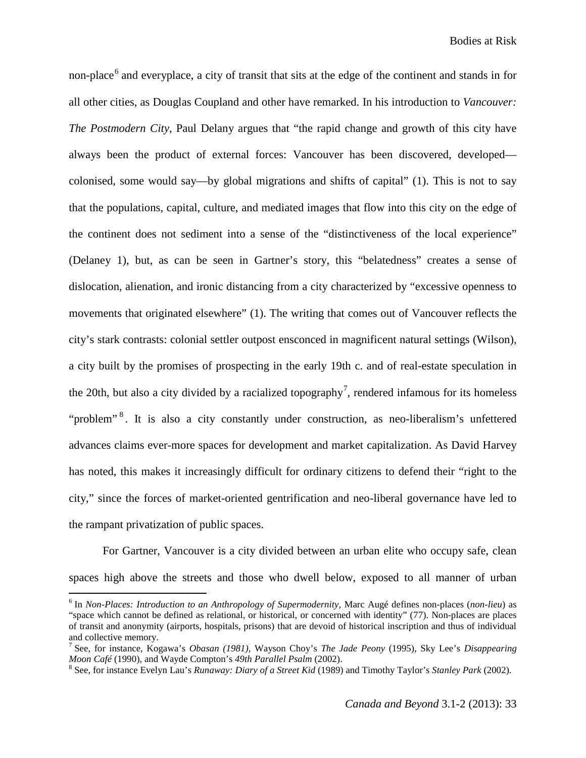non-place[6] and everyplace, a city of transit that sits at the edge of the continent and stands in for all other cities, as Douglas Coupland and other have remarked. In his introduction to *Vancouver: The Postmodern City*, Paul Delany argues that "the rapid change and growth of this city have always been the product of external forces: Vancouver has been discovered, developed—colonised, some would say—by global migrations and shifts of capital" (1). This is not to say that the populations, capital, culture, and mediated images that flow into this city on the edge of the continent does not sediment into a sense of the "distinctiveness of the local experience" (Delaney 1), but, as can be seen in Gartner's story, this "belatedness" creates a sense of dislocation, alienation, and ironic distancing from a city characterized by "excessive openness to movements that originated elsewhere" (1). The writing that comes out of Vancouver reflects the city's stark contrasts: colonial settler outpost ensconced in magnificent natural settings (Wilson), a city built by the promises of prospecting in the early 19th c. and of real-estate speculation in the 20th, but also a city divided by a racialized topography[7], rendered infamous for its homeless "problem"[8]. It is also a city constantly under construction, as neo-liberalism's unfettered advances claims ever-more spaces for development and market capitalization. As David Harvey has noted, this makes it increasingly difficult for ordinary citizens to defend their "right to the city," since the forces of market-oriented gentrification and neo-liberal governance have led to the rampant privatization of public spaces.

For Gartner, Vancouver is a city divided between an urban elite who occupy safe, clean spaces high above the streets and those who dwell below, exposed to all manner of urban

---

[6] In *Non-Places: Introduction to an Anthropology of Supermodernity*, Marc Augé defines non-places (*non-lieu*) as "space which cannot be defined as relational, or historical, or concerned with identity" (77). Non-places are places of transit and anonymity (airports, hospitals, prisons) that are devoid of historical inscription and thus of individual and collective memory.

[7] See, for instance, Kogawa's *Obasan (1981)*, Wayson Choy's *The Jade Peony* (1995), Sky Lee's *Disappearing Moon Café* (1990), and Wayde Compton's *49th Parallel Psalm* (2002).

[8] See, for instance Evelyn Lau's *Runaway: Diary of a Street Kid* (1989) and Timothy Taylor's *Stanley Park* (2002).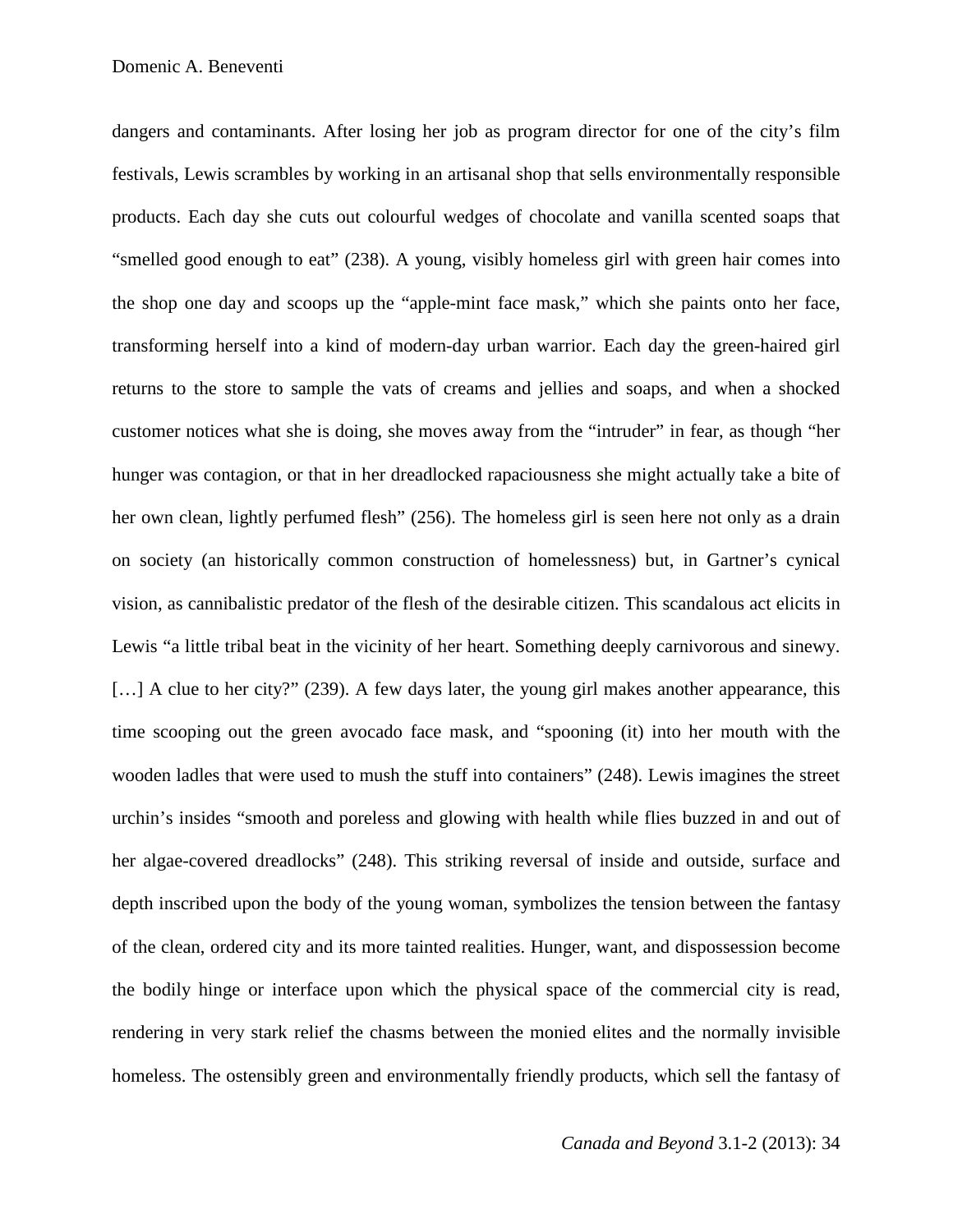dangers and contaminants. After losing her job as program director for one of the city's film festivals, Lewis scrambles by working in an artisanal shop that sells environmentally responsible products. Each day she cuts out colourful wedges of chocolate and vanilla scented soaps that "smelled good enough to eat" (238). A young, visibly homeless girl with green hair comes into the shop one day and scoops up the "apple-mint face mask," which she paints onto her face, transforming herself into a kind of modern-day urban warrior. Each day the green-haired girl returns to the store to sample the vats of creams and jellies and soaps, and when a shocked customer notices what she is doing, she moves away from the "intruder" in fear, as though "her hunger was contagion, or that in her dreadlocked rapaciousness she might actually take a bite of her own clean, lightly perfumed flesh" (256). The homeless girl is seen here not only as a drain on society (an historically common construction of homelessness) but, in Gartner's cynical vision, as cannibalistic predator of the flesh of the desirable citizen. This scandalous act elicits in Lewis "a little tribal beat in the vicinity of her heart. Something deeply carnivorous and sinewy. […] A clue to her city?" (239). A few days later, the young girl makes another appearance, this time scooping out the green avocado face mask, and "spooning (it) into her mouth with the wooden ladles that were used to mush the stuff into containers" (248). Lewis imagines the street urchin's insides "smooth and poreless and glowing with health while flies buzzed in and out of her algae-covered dreadlocks" (248). This striking reversal of inside and outside, surface and depth inscribed upon the body of the young woman, symbolizes the tension between the fantasy of the clean, ordered city and its more tainted realities. Hunger, want, and dispossession become the bodily hinge or interface upon which the physical space of the commercial city is read, rendering in very stark relief the chasms between the monied elites and the normally invisible homeless. The ostensibly green and environmentally friendly products, which sell the fantasy of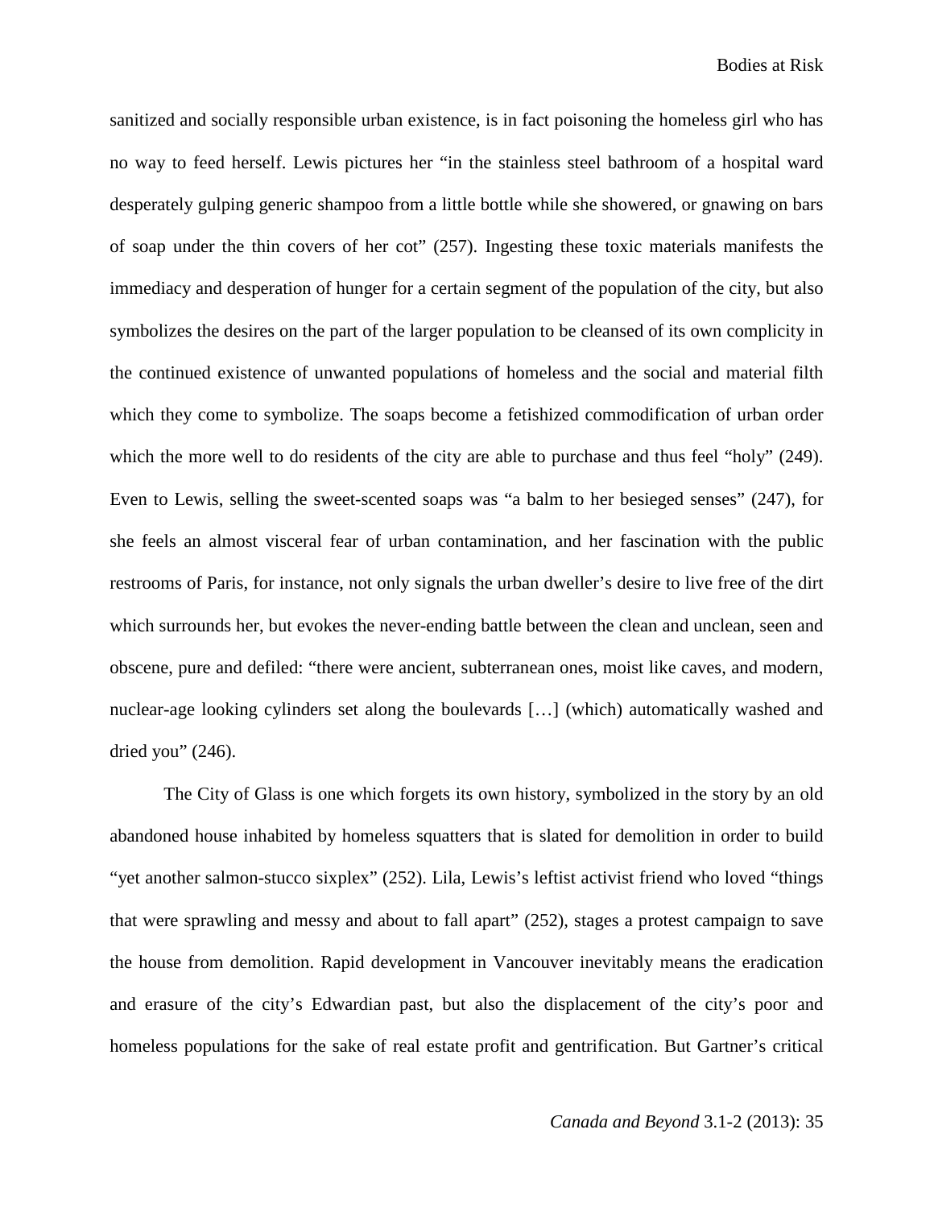sanitized and socially responsible urban existence, is in fact poisoning the homeless girl who has no way to feed herself. Lewis pictures her "in the stainless steel bathroom of a hospital ward desperately gulping generic shampoo from a little bottle while she showered, or gnawing on bars of soap under the thin covers of her cot" (257). Ingesting these toxic materials manifests the immediacy and desperation of hunger for a certain segment of the population of the city, but also symbolizes the desires on the part of the larger population to be cleansed of its own complicity in the continued existence of unwanted populations of homeless and the social and material filth which they come to symbolize. The soaps become a fetishized commodification of urban order which the more well to do residents of the city are able to purchase and thus feel "holy" (249). Even to Lewis, selling the sweet-scented soaps was "a balm to her besieged senses" (247), for she feels an almost visceral fear of urban contamination, and her fascination with the public restrooms of Paris, for instance, not only signals the urban dweller's desire to live free of the dirt which surrounds her, but evokes the never-ending battle between the clean and unclean, seen and obscene, pure and defiled: "there were ancient, subterranean ones, moist like caves, and modern, nuclear-age looking cylinders set along the boulevards […] (which) automatically washed and dried you" (246).

The City of Glass is one which forgets its own history, symbolized in the story by an old abandoned house inhabited by homeless squatters that is slated for demolition in order to build "yet another salmon-stucco sixplex" (252). Lila, Lewis's leftist activist friend who loved "things that were sprawling and messy and about to fall apart" (252), stages a protest campaign to save the house from demolition. Rapid development in Vancouver inevitably means the eradication and erasure of the city's Edwardian past, but also the displacement of the city's poor and homeless populations for the sake of real estate profit and gentrification. But Gartner's critical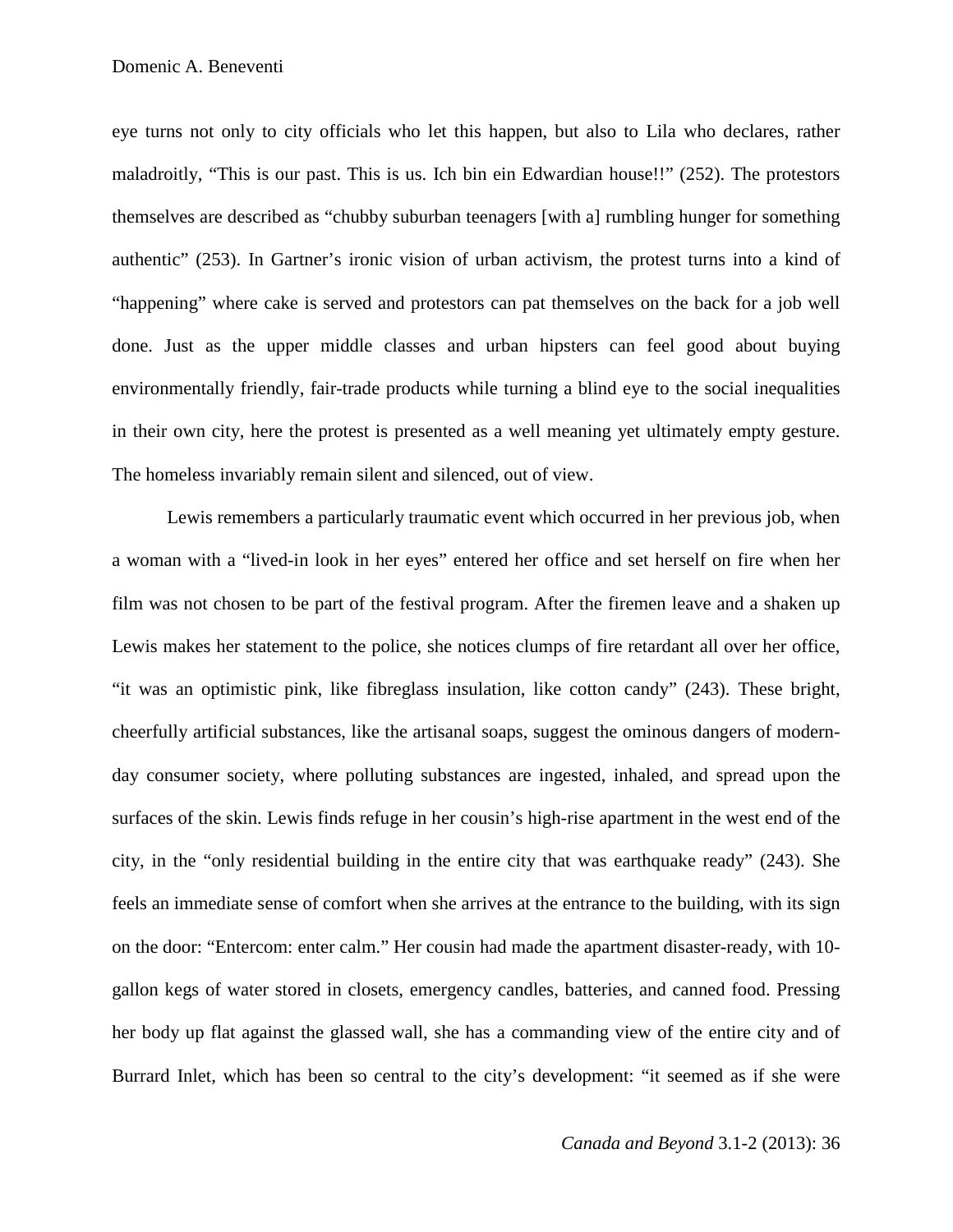eye turns not only to city officials who let this happen, but also to Lila who declares, rather maladroitly, "This is our past. This is us. Ich bin ein Edwardian house!!" (252). The protestors themselves are described as "chubby suburban teenagers [with a] rumbling hunger for something authentic" (253). In Gartner's ironic vision of urban activism, the protest turns into a kind of "happening" where cake is served and protestors can pat themselves on the back for a job well done. Just as the upper middle classes and urban hipsters can feel good about buying environmentally friendly, fair-trade products while turning a blind eye to the social inequalities in their own city, here the protest is presented as a well meaning yet ultimately empty gesture. The homeless invariably remain silent and silenced, out of view.

Lewis remembers a particularly traumatic event which occurred in her previous job, when a woman with a "lived-in look in her eyes" entered her office and set herself on fire when her film was not chosen to be part of the festival program. After the firemen leave and a shaken up Lewis makes her statement to the police, she notices clumps of fire retardant all over her office, "it was an optimistic pink, like fibreglass insulation, like cotton candy" (243). These bright, cheerfully artificial substances, like the artisanal soaps, suggest the ominous dangers of modern-day consumer society, where polluting substances are ingested, inhaled, and spread upon the surfaces of the skin. Lewis finds refuge in her cousin's high-rise apartment in the west end of the city, in the "only residential building in the entire city that was earthquake ready" (243). She feels an immediate sense of comfort when she arrives at the entrance to the building, with its sign on the door: "Entercom: enter calm." Her cousin had made the apartment disaster-ready, with 10-gallon kegs of water stored in closets, emergency candles, batteries, and canned food. Pressing her body up flat against the glassed wall, she has a commanding view of the entire city and of Burrard Inlet, which has been so central to the city's development: "it seemed as if she were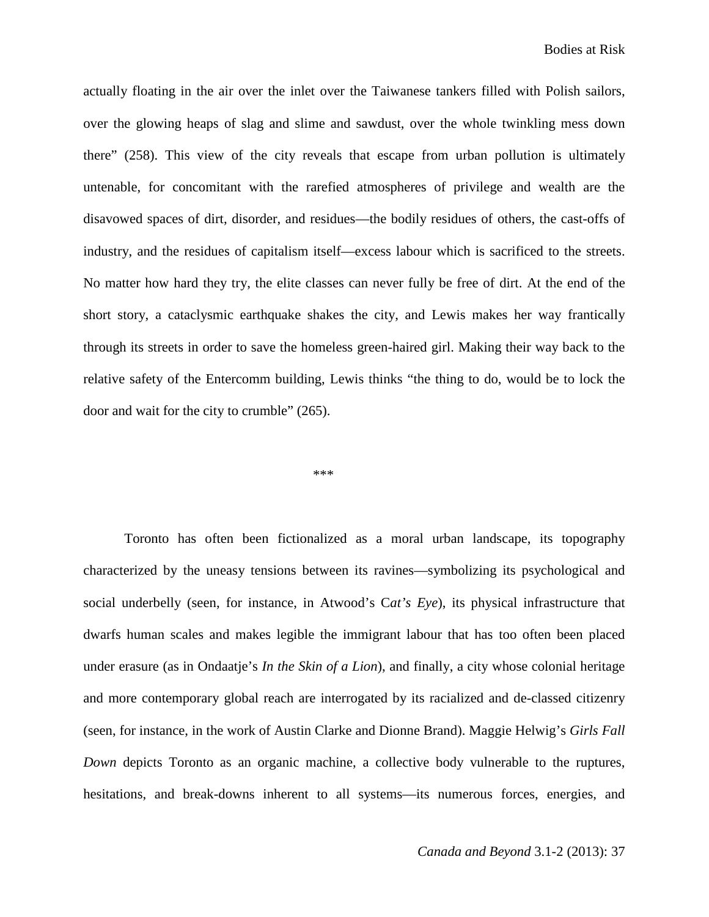actually floating in the air over the inlet over the Taiwanese tankers filled with Polish sailors, over the glowing heaps of slag and slime and sawdust, over the whole twinkling mess down there" (258). This view of the city reveals that escape from urban pollution is ultimately untenable, for concomitant with the rarefied atmospheres of privilege and wealth are the disavowed spaces of dirt, disorder, and residues—the bodily residues of others, the cast-offs of industry, and the residues of capitalism itself—excess labour which is sacrificed to the streets. No matter how hard they try, the elite classes can never fully be free of dirt. At the end of the short story, a cataclysmic earthquake shakes the city, and Lewis makes her way frantically through its streets in order to save the homeless green-haired girl. Making their way back to the relative safety of the Entercomm building, Lewis thinks "the thing to do, would be to lock the door and wait for the city to crumble" (265).

***

Toronto has often been fictionalized as a moral urban landscape, its topography characterized by the uneasy tensions between its ravines—symbolizing its psychological and social underbelly (seen, for instance, in Atwood's C*at's Eye*), its physical infrastructure that dwarfs human scales and makes legible the immigrant labour that has too often been placed under erasure (as in Ondaatje's *In the Skin of a Lion*), and finally, a city whose colonial heritage and more contemporary global reach are interrogated by its racialized and de-classed citizenry (seen, for instance, in the work of Austin Clarke and Dionne Brand). Maggie Helwig's *Girls Fall Down* depicts Toronto as an organic machine, a collective body vulnerable to the ruptures, hesitations, and break-downs inherent to all systems—its numerous forces, energies, and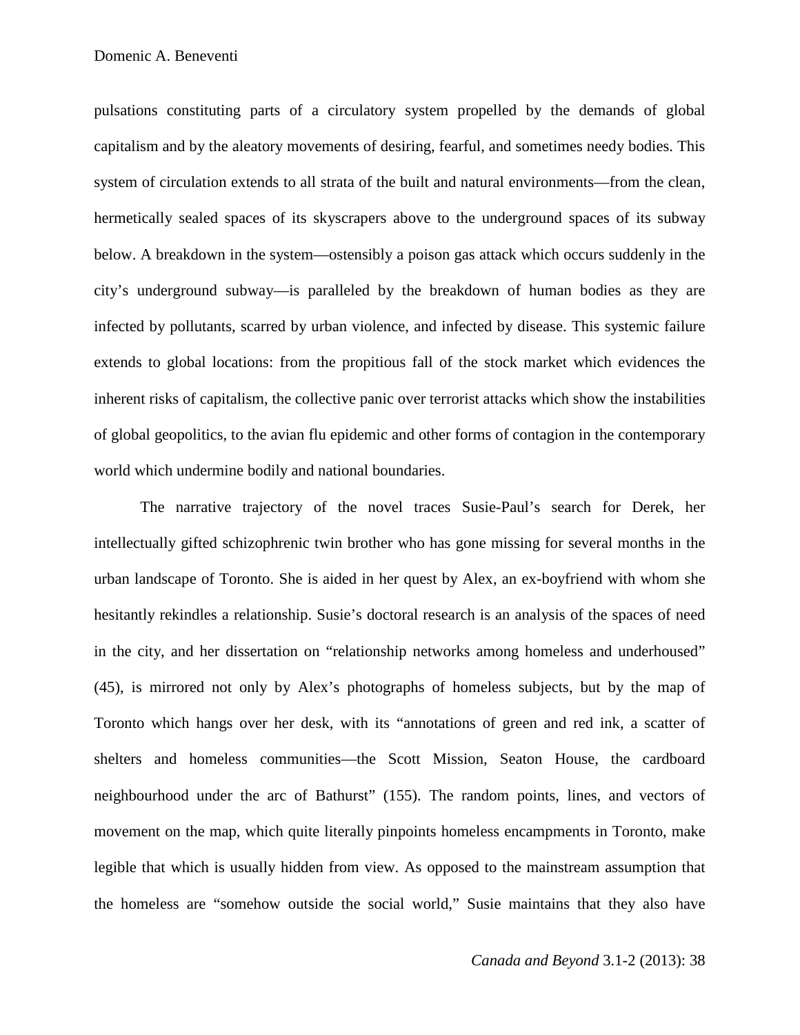pulsations constituting parts of a circulatory system propelled by the demands of global capitalism and by the aleatory movements of desiring, fearful, and sometimes needy bodies. This system of circulation extends to all strata of the built and natural environments—from the clean, hermetically sealed spaces of its skyscrapers above to the underground spaces of its subway below. A breakdown in the system—ostensibly a poison gas attack which occurs suddenly in the city's underground subway—is paralleled by the breakdown of human bodies as they are infected by pollutants, scarred by urban violence, and infected by disease. This systemic failure extends to global locations: from the propitious fall of the stock market which evidences the inherent risks of capitalism, the collective panic over terrorist attacks which show the instabilities of global geopolitics, to the avian flu epidemic and other forms of contagion in the contemporary world which undermine bodily and national boundaries.

The narrative trajectory of the novel traces Susie-Paul's search for Derek, her intellectually gifted schizophrenic twin brother who has gone missing for several months in the urban landscape of Toronto. She is aided in her quest by Alex, an ex-boyfriend with whom she hesitantly rekindles a relationship. Susie's doctoral research is an analysis of the spaces of need in the city, and her dissertation on "relationship networks among homeless and underhoused" (45), is mirrored not only by Alex's photographs of homeless subjects, but by the map of Toronto which hangs over her desk, with its "annotations of green and red ink, a scatter of shelters and homeless communities—the Scott Mission, Seaton House, the cardboard neighbourhood under the arc of Bathurst" (155). The random points, lines, and vectors of movement on the map, which quite literally pinpoints homeless encampments in Toronto, make legible that which is usually hidden from view. As opposed to the mainstream assumption that the homeless are "somehow outside the social world," Susie maintains that they also have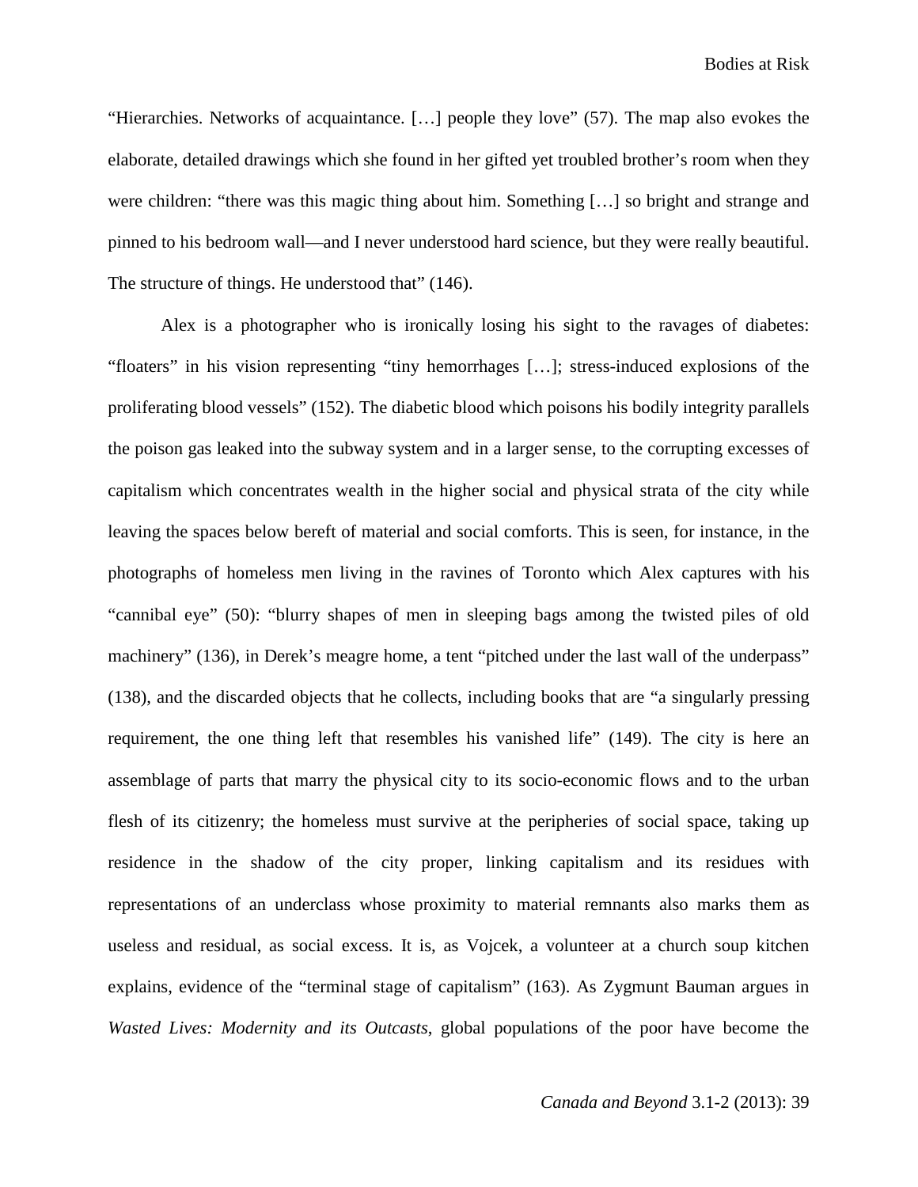"Hierarchies. Networks of acquaintance. […] people they love" (57). The map also evokes the elaborate, detailed drawings which she found in her gifted yet troubled brother's room when they were children: "there was this magic thing about him. Something […] so bright and strange and pinned to his bedroom wall—and I never understood hard science, but they were really beautiful. The structure of things. He understood that" (146).

Alex is a photographer who is ironically losing his sight to the ravages of diabetes: "floaters" in his vision representing "tiny hemorrhages […]; stress-induced explosions of the proliferating blood vessels" (152). The diabetic blood which poisons his bodily integrity parallels the poison gas leaked into the subway system and in a larger sense, to the corrupting excesses of capitalism which concentrates wealth in the higher social and physical strata of the city while leaving the spaces below bereft of material and social comforts. This is seen, for instance, in the photographs of homeless men living in the ravines of Toronto which Alex captures with his "cannibal eye" (50): "blurry shapes of men in sleeping bags among the twisted piles of old machinery" (136), in Derek's meagre home, a tent "pitched under the last wall of the underpass" (138), and the discarded objects that he collects, including books that are "a singularly pressing requirement, the one thing left that resembles his vanished life" (149). The city is here an assemblage of parts that marry the physical city to its socio-economic flows and to the urban flesh of its citizenry; the homeless must survive at the peripheries of social space, taking up residence in the shadow of the city proper, linking capitalism and its residues with representations of an underclass whose proximity to material remnants also marks them as useless and residual, as social excess. It is, as Vojcek, a volunteer at a church soup kitchen explains, evidence of the "terminal stage of capitalism" (163). As Zygmunt Bauman argues in *Wasted Lives: Modernity and its Outcasts*, global populations of the poor have become the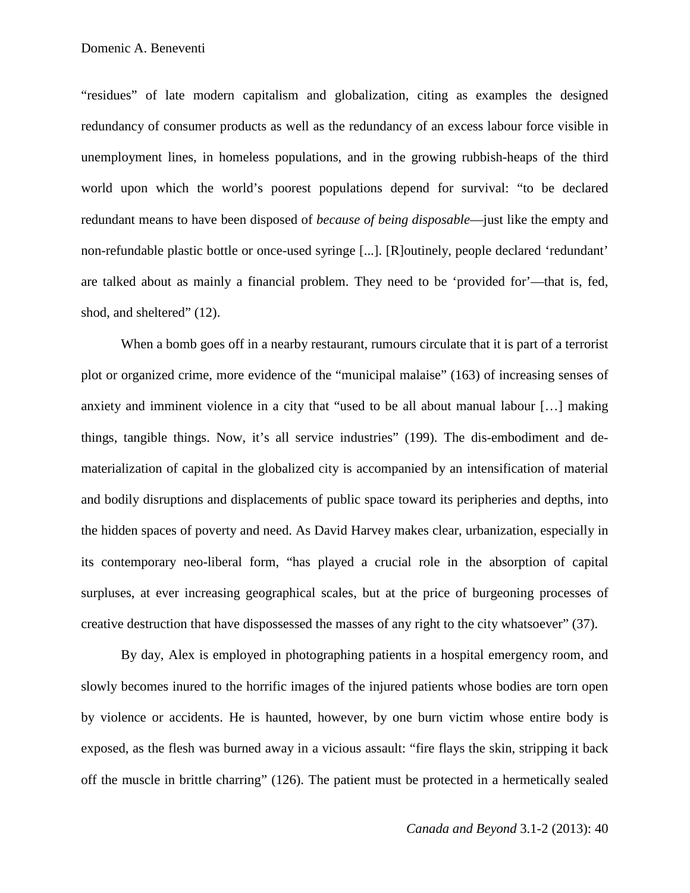"residues" of late modern capitalism and globalization, citing as examples the designed redundancy of consumer products as well as the redundancy of an excess labour force visible in unemployment lines, in homeless populations, and in the growing rubbish-heaps of the third world upon which the world's poorest populations depend for survival: "to be declared redundant means to have been disposed of *because of being disposable*—just like the empty and non-refundable plastic bottle or once-used syringe [...]. [R]outinely, people declared 'redundant' are talked about as mainly a financial problem. They need to be 'provided for'—that is, fed, shod, and sheltered" (12).

When a bomb goes off in a nearby restaurant, rumours circulate that it is part of a terrorist plot or organized crime, more evidence of the "municipal malaise" (163) of increasing senses of anxiety and imminent violence in a city that "used to be all about manual labour […] making things, tangible things. Now, it's all service industries" (199). The dis-embodiment and de-materialization of capital in the globalized city is accompanied by an intensification of material and bodily disruptions and displacements of public space toward its peripheries and depths, into the hidden spaces of poverty and need. As David Harvey makes clear, urbanization, especially in its contemporary neo-liberal form, "has played a crucial role in the absorption of capital surpluses, at ever increasing geographical scales, but at the price of burgeoning processes of creative destruction that have dispossessed the masses of any right to the city whatsoever" (37).

By day, Alex is employed in photographing patients in a hospital emergency room, and slowly becomes inured to the horrific images of the injured patients whose bodies are torn open by violence or accidents. He is haunted, however, by one burn victim whose entire body is exposed, as the flesh was burned away in a vicious assault: "fire flays the skin, stripping it back off the muscle in brittle charring" (126). The patient must be protected in a hermetically sealed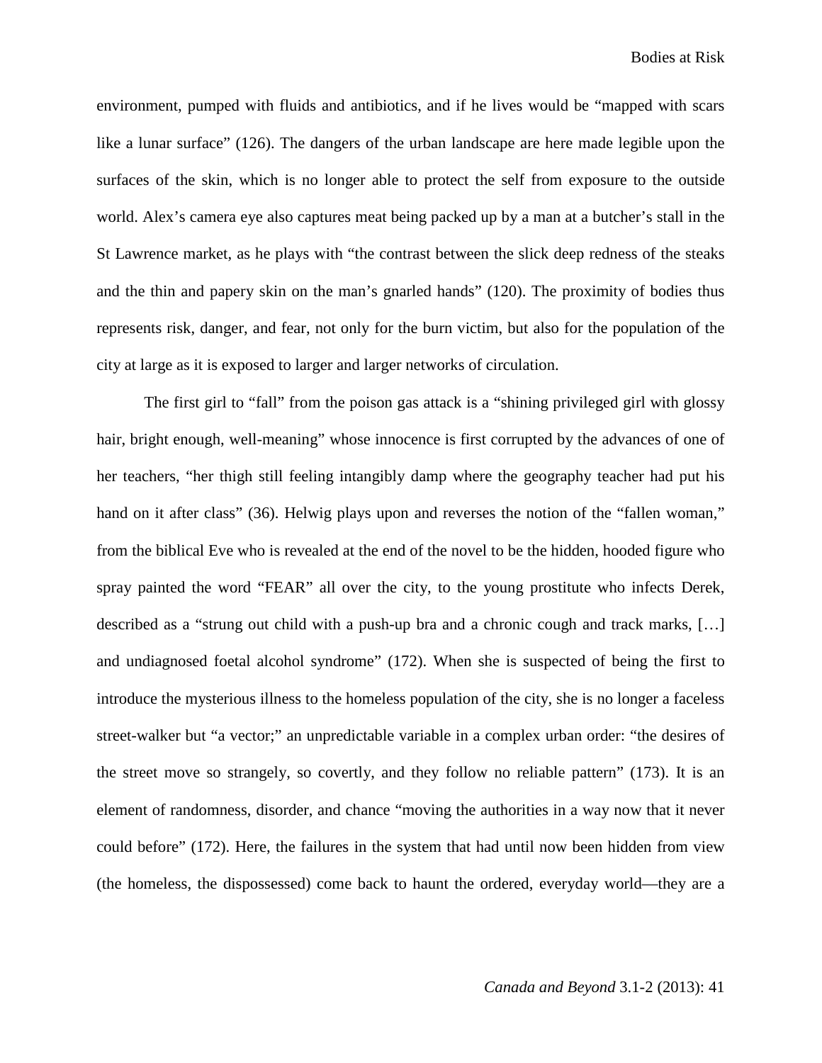environment, pumped with fluids and antibiotics, and if he lives would be "mapped with scars like a lunar surface" (126). The dangers of the urban landscape are here made legible upon the surfaces of the skin, which is no longer able to protect the self from exposure to the outside world. Alex's camera eye also captures meat being packed up by a man at a butcher's stall in the St Lawrence market, as he plays with "the contrast between the slick deep redness of the steaks and the thin and papery skin on the man's gnarled hands" (120). The proximity of bodies thus represents risk, danger, and fear, not only for the burn victim, but also for the population of the city at large as it is exposed to larger and larger networks of circulation.

The first girl to "fall" from the poison gas attack is a "shining privileged girl with glossy hair, bright enough, well-meaning" whose innocence is first corrupted by the advances of one of her teachers, "her thigh still feeling intangibly damp where the geography teacher had put his hand on it after class" (36). Helwig plays upon and reverses the notion of the "fallen woman," from the biblical Eve who is revealed at the end of the novel to be the hidden, hooded figure who spray painted the word "FEAR" all over the city, to the young prostitute who infects Derek, described as a "strung out child with a push-up bra and a chronic cough and track marks, […] and undiagnosed foetal alcohol syndrome" (172). When she is suspected of being the first to introduce the mysterious illness to the homeless population of the city, she is no longer a faceless street-walker but "a vector;" an unpredictable variable in a complex urban order: "the desires of the street move so strangely, so covertly, and they follow no reliable pattern" (173). It is an element of randomness, disorder, and chance "moving the authorities in a way now that it never could before" (172). Here, the failures in the system that had until now been hidden from view (the homeless, the dispossessed) come back to haunt the ordered, everyday world—they are a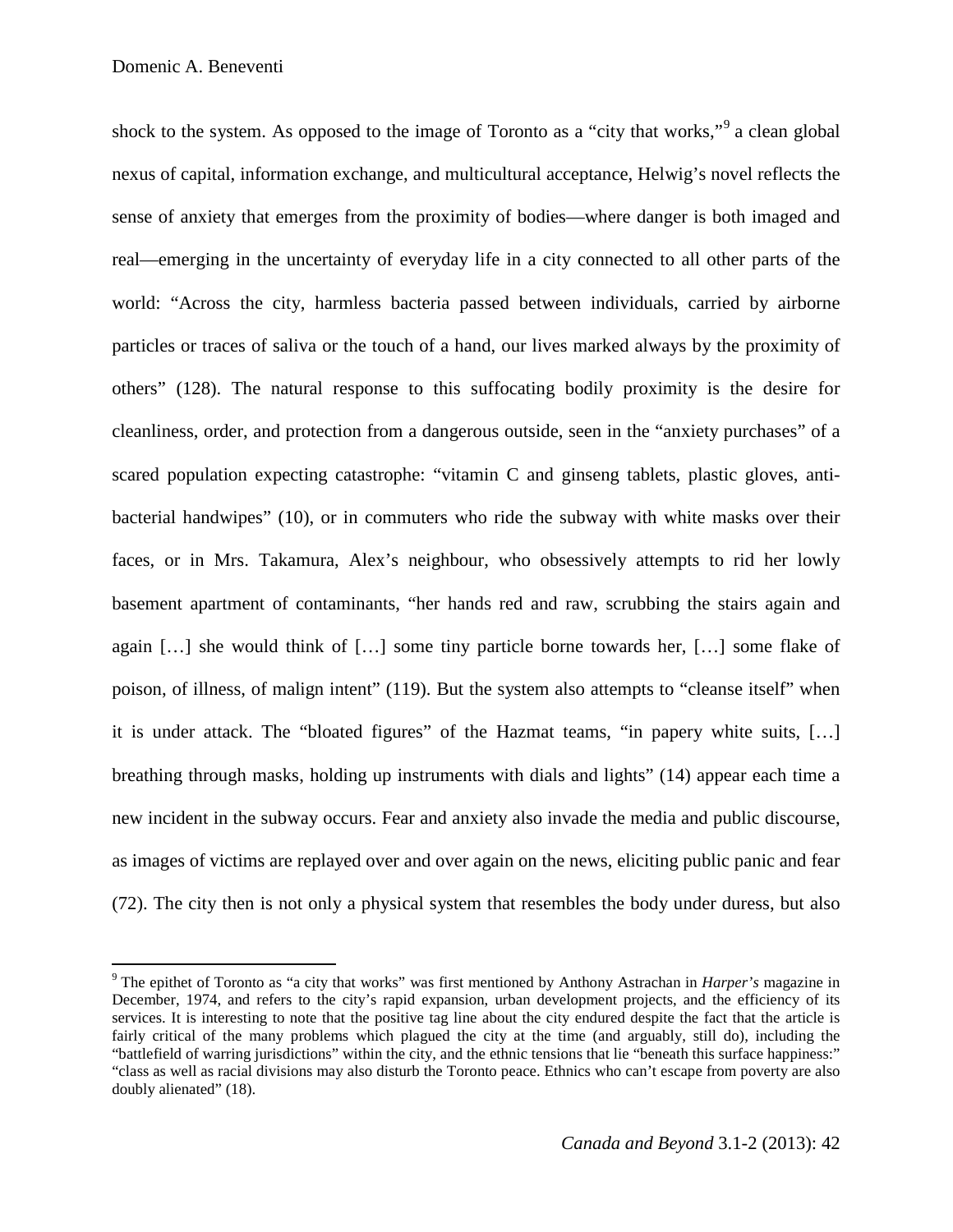shock to the system. As opposed to the image of Toronto as a "city that works,"[9] a clean global nexus of capital, information exchange, and multicultural acceptance, Helwig's novel reflects the sense of anxiety that emerges from the proximity of bodies—where danger is both imaged and real—emerging in the uncertainty of everyday life in a city connected to all other parts of the world: "Across the city, harmless bacteria passed between individuals, carried by airborne particles or traces of saliva or the touch of a hand, our lives marked always by the proximity of others" (128). The natural response to this suffocating bodily proximity is the desire for cleanliness, order, and protection from a dangerous outside, seen in the "anxiety purchases" of a scared population expecting catastrophe: "vitamin C and ginseng tablets, plastic gloves, anti-bacterial handwipes" (10), or in commuters who ride the subway with white masks over their faces, or in Mrs. Takamura, Alex's neighbour, who obsessively attempts to rid her lowly basement apartment of contaminants, "her hands red and raw, scrubbing the stairs again and again […] she would think of […] some tiny particle borne towards her, […] some flake of poison, of illness, of malign intent" (119). But the system also attempts to "cleanse itself" when it is under attack. The "bloated figures" of the Hazmat teams, "in papery white suits, […] breathing through masks, holding up instruments with dials and lights" (14) appear each time a new incident in the subway occurs. Fear and anxiety also invade the media and public discourse, as images of victims are replayed over and over again on the news, eliciting public panic and fear (72). The city then is not only a physical system that resembles the body under duress, but also

---

[9] The epithet of Toronto as "a city that works" was first mentioned by Anthony Astrachan in *Harper's* magazine in December, 1974, and refers to the city's rapid expansion, urban development projects, and the efficiency of its services. It is interesting to note that the positive tag line about the city endured despite the fact that the article is fairly critical of the many problems which plagued the city at the time (and arguably, still do), including the "battlefield of warring jurisdictions" within the city, and the ethnic tensions that lie "beneath this surface happiness:" "class as well as racial divisions may also disturb the Toronto peace. Ethnics who can't escape from poverty are also doubly alienated" (18).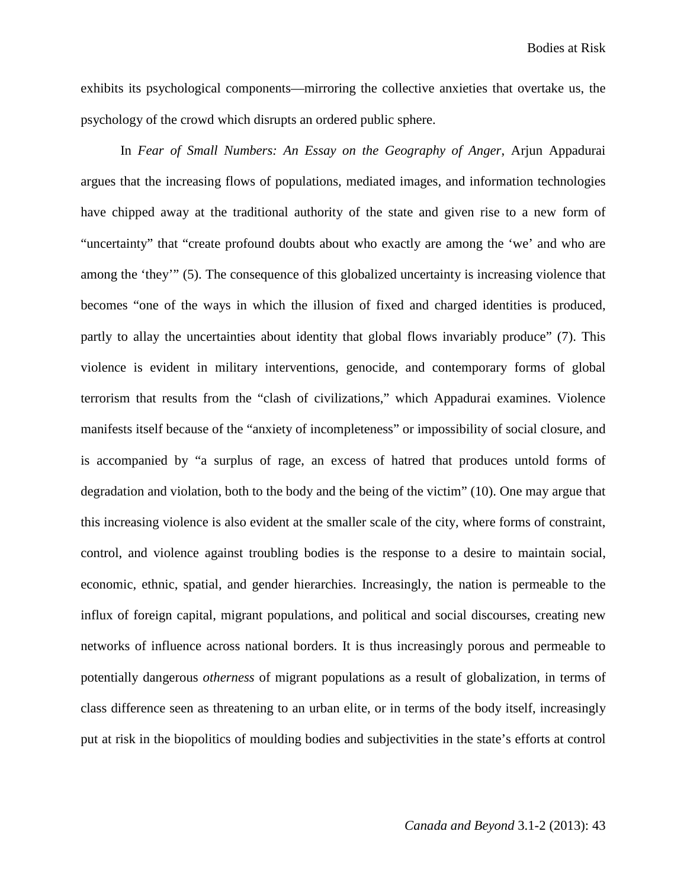exhibits its psychological components—mirroring the collective anxieties that overtake us, the psychology of the crowd which disrupts an ordered public sphere.

In *Fear of Small Numbers: An Essay on the Geography of Anger*, Arjun Appadurai argues that the increasing flows of populations, mediated images, and information technologies have chipped away at the traditional authority of the state and given rise to a new form of "uncertainty" that "create profound doubts about who exactly are among the 'we' and who are among the 'they'" (5). The consequence of this globalized uncertainty is increasing violence that becomes "one of the ways in which the illusion of fixed and charged identities is produced, partly to allay the uncertainties about identity that global flows invariably produce" (7). This violence is evident in military interventions, genocide, and contemporary forms of global terrorism that results from the "clash of civilizations," which Appadurai examines. Violence manifests itself because of the "anxiety of incompleteness" or impossibility of social closure, and is accompanied by "a surplus of rage, an excess of hatred that produces untold forms of degradation and violation, both to the body and the being of the victim" (10). One may argue that this increasing violence is also evident at the smaller scale of the city, where forms of constraint, control, and violence against troubling bodies is the response to a desire to maintain social, economic, ethnic, spatial, and gender hierarchies. Increasingly, the nation is permeable to the influx of foreign capital, migrant populations, and political and social discourses, creating new networks of influence across national borders. It is thus increasingly porous and permeable to potentially dangerous *otherness* of migrant populations as a result of globalization, in terms of class difference seen as threatening to an urban elite, or in terms of the body itself, increasingly put at risk in the biopolitics of moulding bodies and subjectivities in the state's efforts at control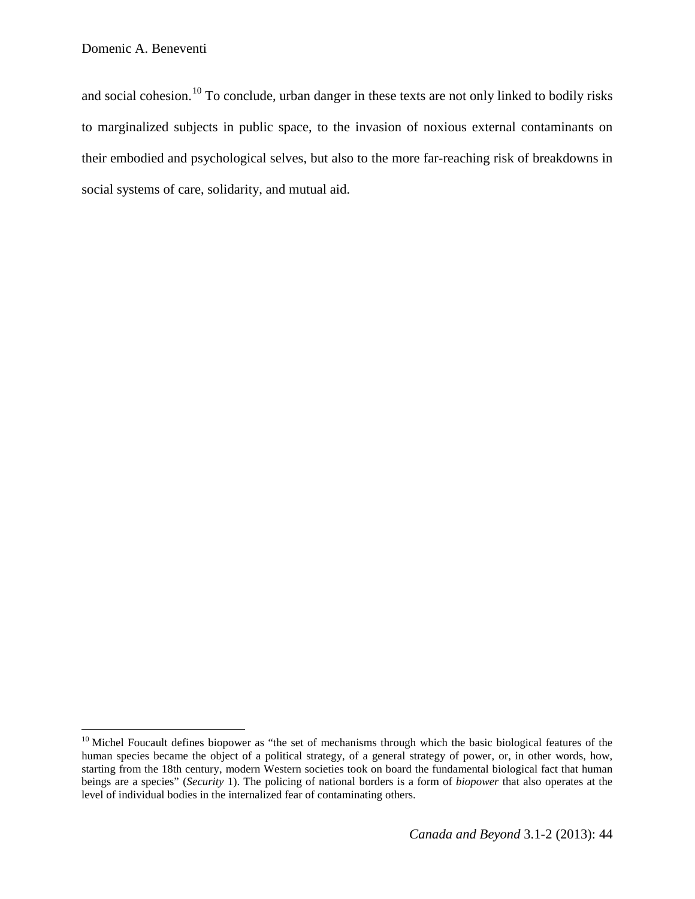and social cohesion.[10] To conclude, urban danger in these texts are not only linked to bodily risks to marginalized subjects in public space, to the invasion of noxious external contaminants on their embodied and psychological selves, but also to the more far-reaching risk of breakdowns in social systems of care, solidarity, and mutual aid.

---

[10] Michel Foucault defines biopower as "the set of mechanisms through which the basic biological features of the human species became the object of a political strategy, of a general strategy of power, or, in other words, how, starting from the 18th century, modern Western societies took on board the fundamental biological fact that human beings are a species" (*Security* 1). The policing of national borders is a form of *biopower* that also operates at the level of individual bodies in the internalized fear of contaminating others.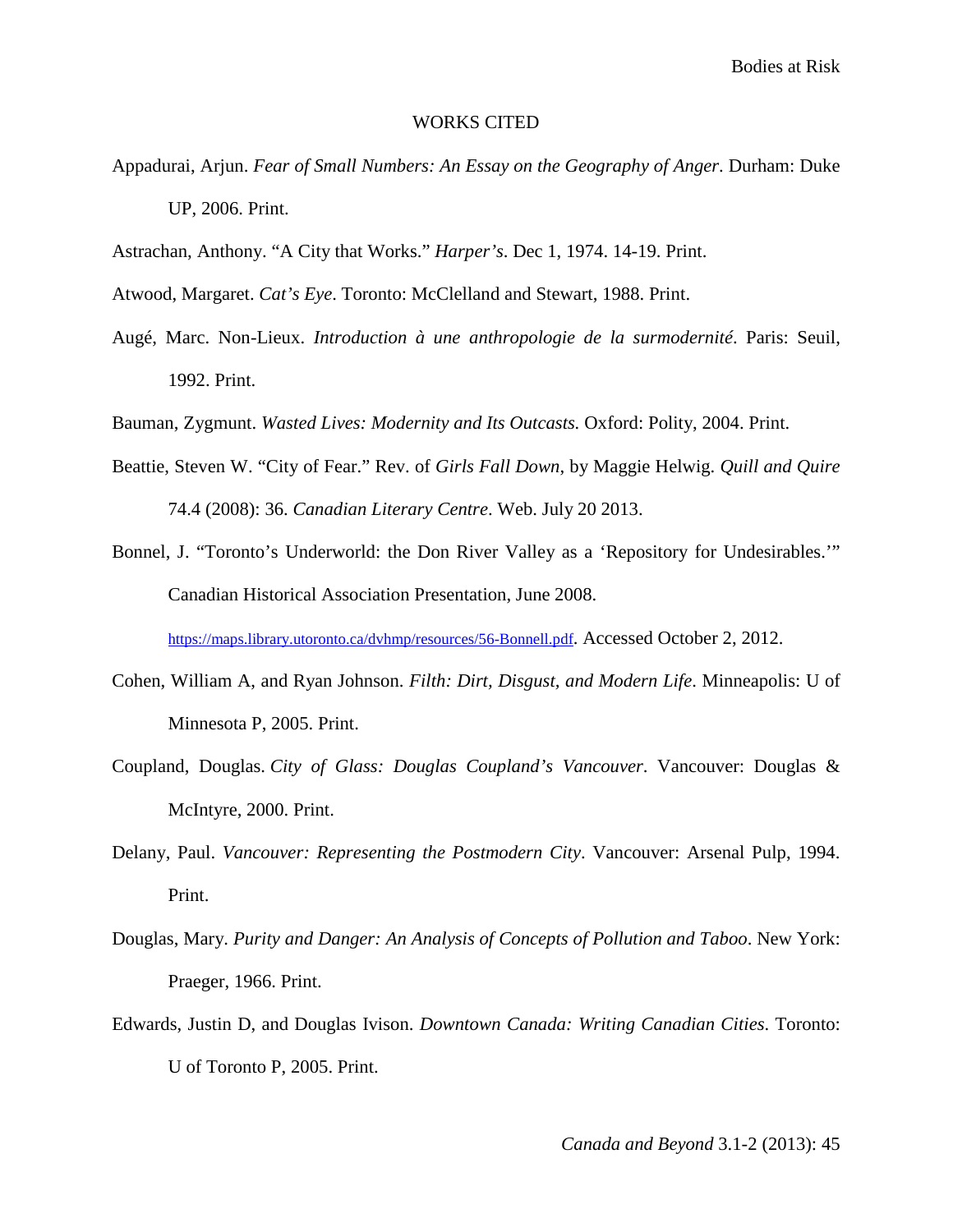## WORKS CITED

Appadurai, Arjun. *Fear of Small Numbers: An Essay on the Geography of Anger*. Durham: Duke UP, 2006. Print.

Astrachan, Anthony. "A City that Works." *Harper's*. Dec 1, 1974. 14-19. Print.

Atwood, Margaret. *Cat's Eye*. Toronto: McClelland and Stewart, 1988. Print.

Augé, Marc. Non-Lieux. *Introduction à une anthropologie de la surmodernité*. Paris: Seuil, 1992. Print.

Bauman, Zygmunt. *Wasted Lives: Modernity and Its Outcasts.* Oxford: Polity, 2004. Print.

Beattie, Steven W. "City of Fear." Rev. of *Girls Fall Down*, by Maggie Helwig. *Quill and Quire* 74.4 (2008): 36. *Canadian Literary Centre*. Web. July 20 2013.

Bonnel, J. "Toronto's Underworld: the Don River Valley as a 'Repository for Undesirables.'" Canadian Historical Association Presentation, June 2008. https://maps.library.utoronto.ca/dvhmp/resources/56-Bonnell.pdf. Accessed October 2, 2012.

Cohen, William A, and Ryan Johnson. *Filth: Dirt, Disgust, and Modern Life*. Minneapolis: U of Minnesota P, 2005. Print.

Coupland, Douglas. *City of Glass: Douglas Coupland's Vancouver*. Vancouver: Douglas & McIntyre, 2000. Print.

Delany, Paul. *Vancouver: Representing the Postmodern City*. Vancouver: Arsenal Pulp, 1994. Print.

Douglas, Mary. *Purity and Danger: An Analysis of Concepts of Pollution and Taboo*. New York: Praeger, 1966. Print.

Edwards, Justin D, and Douglas Ivison. *Downtown Canada: Writing Canadian Cities*. Toronto: U of Toronto P, 2005. Print.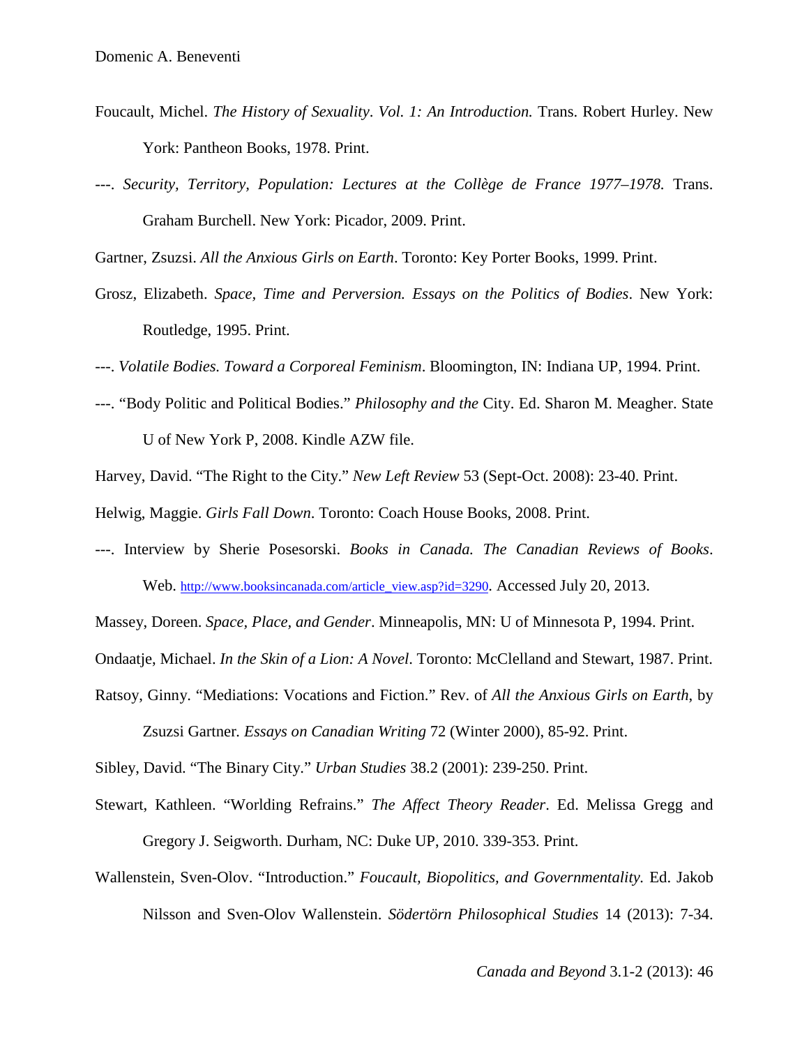Foucault, Michel. *The History of Sexuality*. *Vol. 1: An Introduction.* Trans. Robert Hurley. New York: Pantheon Books, 1978. Print.

---. *Security, Territory, Population: Lectures at the Collège de France 1977–1978.* Trans. Graham Burchell. New York: Picador, 2009. Print.

Gartner, Zsuzsi. *All the Anxious Girls on Earth*. Toronto: Key Porter Books, 1999. Print.

Grosz, Elizabeth. *Space, Time and Perversion. Essays on the Politics of Bodies*. New York: Routledge, 1995. Print.

---. *Volatile Bodies. Toward a Corporeal Feminism*. Bloomington, IN: Indiana UP, 1994. Print.

---. "Body Politic and Political Bodies." *Philosophy and the* City. Ed. Sharon M. Meagher. State U of New York P, 2008. Kindle AZW file.

Harvey, David. "The Right to the City." *New Left Review* 53 (Sept-Oct. 2008): 23-40. Print.

Helwig, Maggie. *Girls Fall Down*. Toronto: Coach House Books, 2008. Print.

---. Interview by Sherie Posesorski. *Books in Canada. The Canadian Reviews of Books*. Web. http://www.booksincanada.com/article_view.asp?id=3290. Accessed July 20, 2013.

Massey, Doreen. *Space, Place, and Gender*. Minneapolis, MN: U of Minnesota P, 1994. Print.

Ondaatje, Michael. *In the Skin of a Lion: A Novel*. Toronto: McClelland and Stewart, 1987. Print.

Ratsoy, Ginny. "Mediations: Vocations and Fiction." Rev. of *All the Anxious Girls on Earth*, by Zsuzsi Gartner. *Essays on Canadian Writing* 72 (Winter 2000), 85-92. Print.

Sibley, David. "The Binary City." *Urban Studies* 38.2 (2001): 239-250. Print.

Stewart, Kathleen. "Worlding Refrains." *The Affect Theory Reader*. Ed. Melissa Gregg and Gregory J. Seigworth. Durham, NC: Duke UP, 2010. 339-353. Print.

Wallenstein, Sven-Olov. "Introduction." *Foucault, Biopolitics, and Governmentality.* Ed. Jakob Nilsson and Sven-Olov Wallenstein. *Södertörn Philosophical Studies* 14 (2013): 7-34.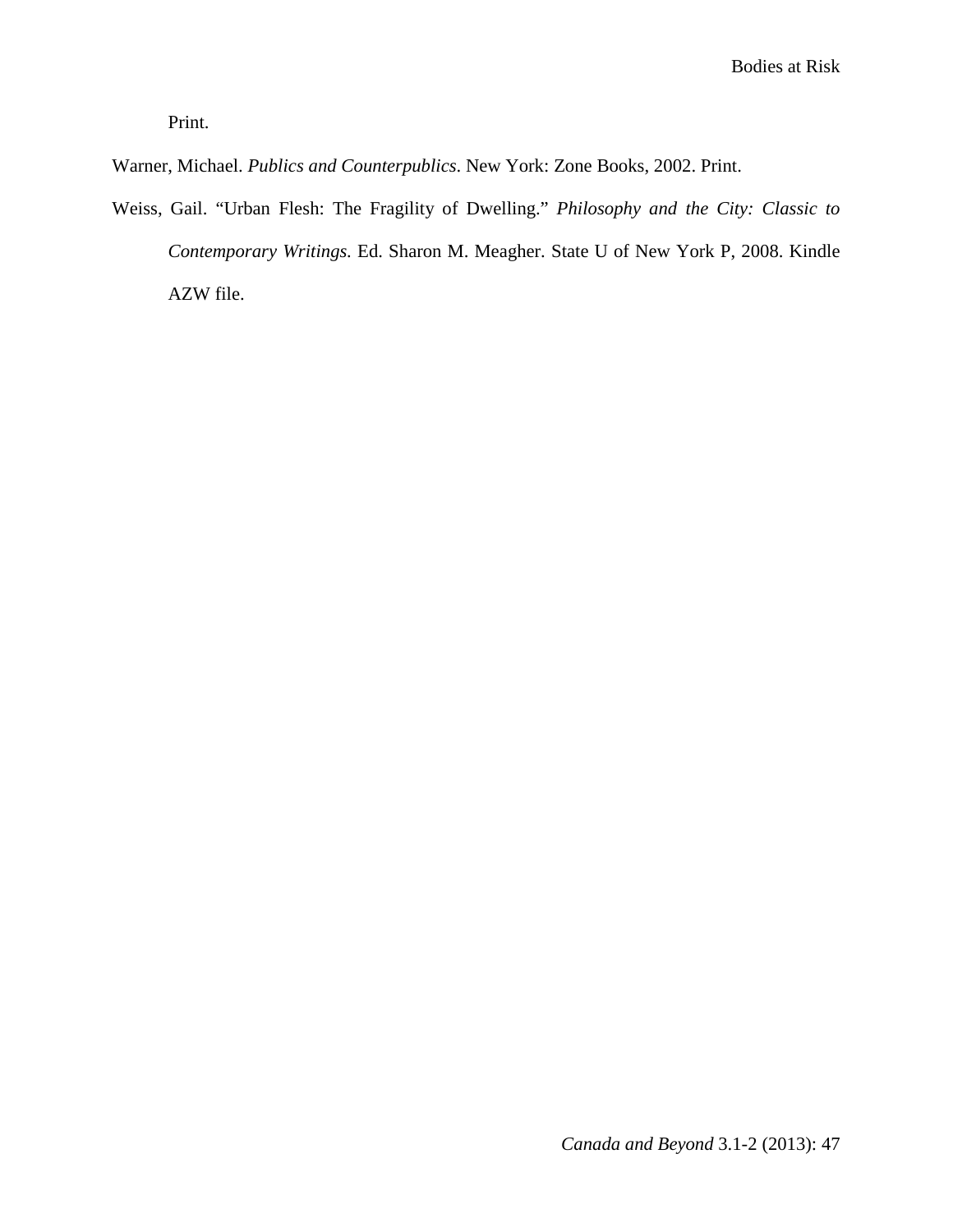Print.

Warner, Michael. *Publics and Counterpublics*. New York: Zone Books, 2002. Print.

Weiss, Gail. "Urban Flesh: The Fragility of Dwelling." *Philosophy and the City: Classic to Contemporary Writings*. Ed. Sharon M. Meagher. State U of New York P, 2008. Kindle AZW file.